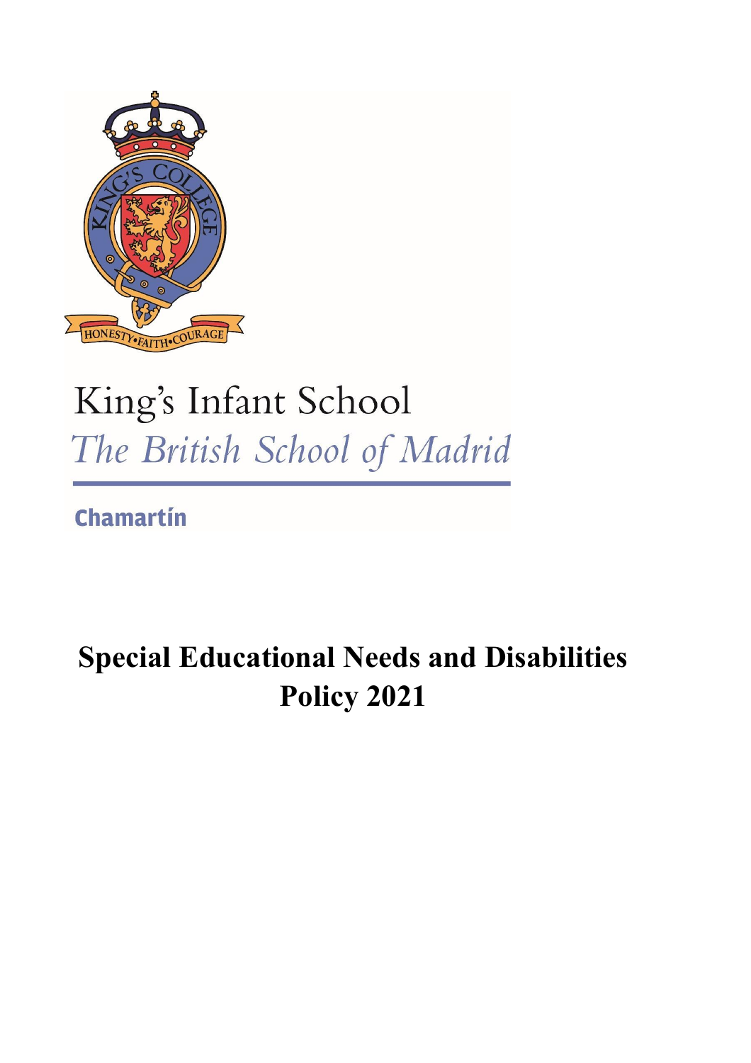King's Infant School

*The British School of Madrid*

Chamartín

# Special Educational Needs and Disabilities Policy 2021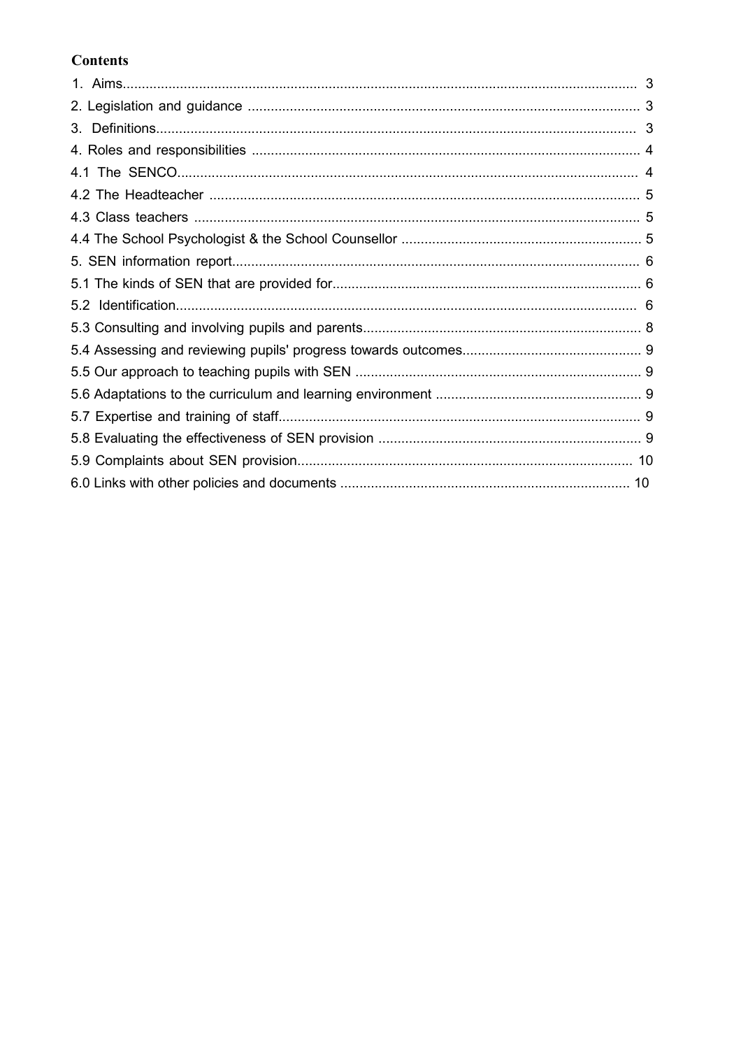**Contents**

1. Aims ..... 3
2. Legislation and guidance ..... 3
3. Definitions ..... 3
4. Roles and responsibilities ..... 4
4.1 The SENCO ..... 4
4.2 The Headteacher ..... 5
4.3 Class teachers ..... 5
4.4 The School Psychologist & the School Counsellor ..... 5
5. SEN information report ..... 6
5.1 The kinds of SEN that are provided for ..... 6
5.2 Identification ..... 6
5.3 Consulting and involving pupils and parents ..... 8
5.4 Assessing and reviewing pupils' progress towards outcomes ..... 9
5.5 Our approach to teaching pupils with SEN ..... 9
5.6 Adaptations to the curriculum and learning environment ..... 9
5.7 Expertise and training of staff ..... 9
5.8 Evaluating the effectiveness of SEN provision ..... 9
5.9 Complaints about SEN provision ..... 10
6.0 Links with other policies and documents ..... 10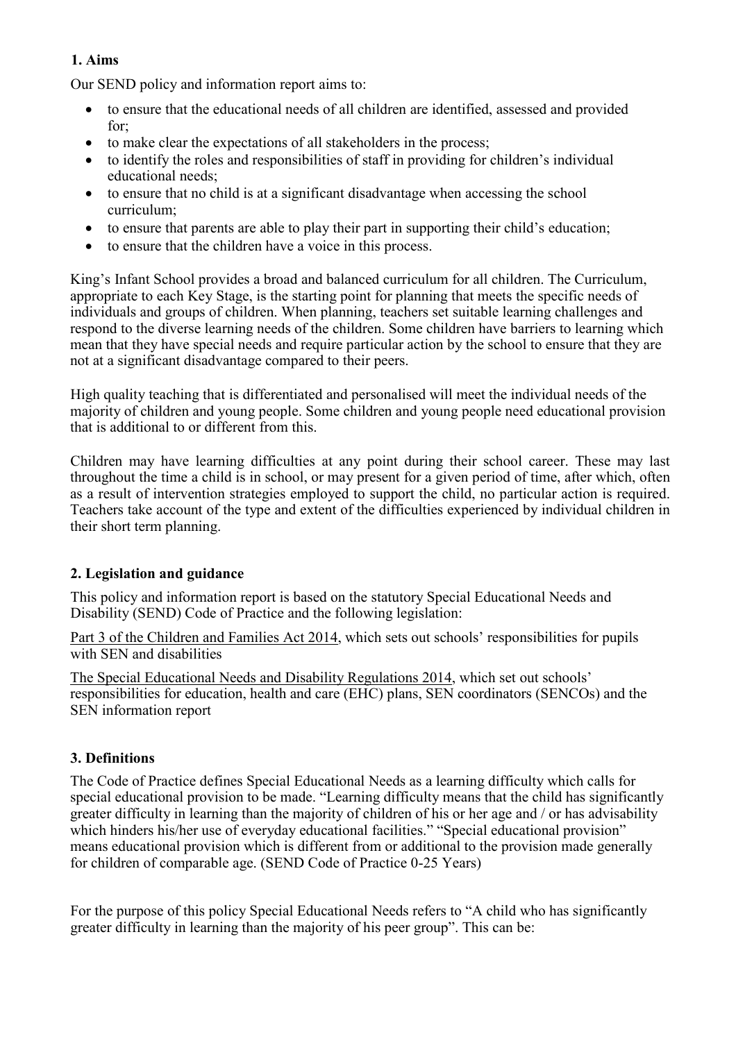## 1. Aims

Our SEND policy and information report aims to:

- to ensure that the educational needs of all children are identified, assessed and provided for;
- to make clear the expectations of all stakeholders in the process;
- to identify the roles and responsibilities of staff in providing for children's individual educational needs;
- to ensure that no child is at a significant disadvantage when accessing the school curriculum;
- to ensure that parents are able to play their part in supporting their child's education;
- to ensure that the children have a voice in this process.

King's Infant School provides a broad and balanced curriculum for all children. The Curriculum, appropriate to each Key Stage, is the starting point for planning that meets the specific needs of individuals and groups of children. When planning, teachers set suitable learning challenges and respond to the diverse learning needs of the children. Some children have barriers to learning which mean that they have special needs and require particular action by the school to ensure that they are not at a significant disadvantage compared to their peers.

High quality teaching that is differentiated and personalised will meet the individual needs of the majority of children and young people. Some children and young people need educational provision that is additional to or different from this.

Children may have learning difficulties at any point during their school career. These may last throughout the time a child is in school, or may present for a given period of time, after which, often as a result of intervention strategies employed to support the child, no particular action is required. Teachers take account of the type and extent of the difficulties experienced by individual children in their short term planning.

## 2. Legislation and guidance

This policy and information report is based on the statutory Special Educational Needs and Disability (SEND) Code of Practice and the following legislation:

Part 3 of the Children and Families Act 2014, which sets out schools' responsibilities for pupils with SEN and disabilities

The Special Educational Needs and Disability Regulations 2014, which set out schools' responsibilities for education, health and care (EHC) plans, SEN coordinators (SENCOs) and the SEN information report

## 3. Definitions

The Code of Practice defines Special Educational Needs as a learning difficulty which calls for special educational provision to be made. "Learning difficulty means that the child has significantly greater difficulty in learning than the majority of children of his or her age and / or has advisability which hinders his/her use of everyday educational facilities." "Special educational provision" means educational provision which is different from or additional to the provision made generally for children of comparable age. (SEND Code of Practice 0-25 Years)

For the purpose of this policy Special Educational Needs refers to "A child who has significantly greater difficulty in learning than the majority of his peer group". This can be: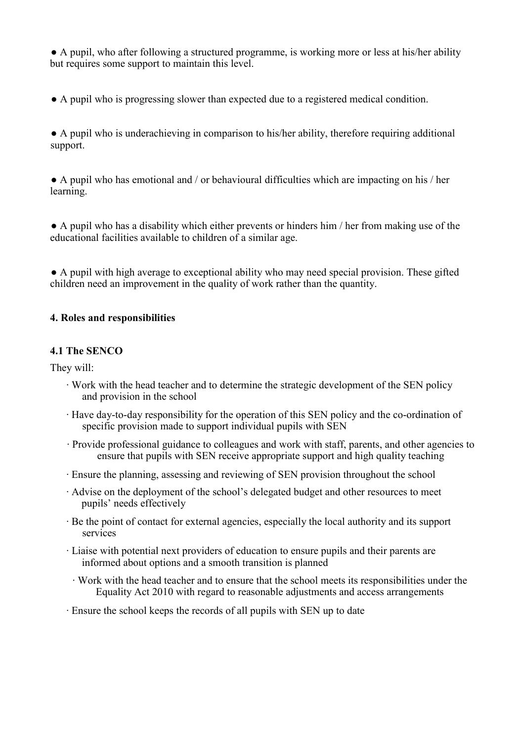- A pupil, who after following a structured programme, is working more or less at his/her ability but requires some support to maintain this level.

- A pupil who is progressing slower than expected due to a registered medical condition.

- A pupil who is underachieving in comparison to his/her ability, therefore requiring additional support.

- A pupil who has emotional and / or behavioural difficulties which are impacting on his / her learning.

- A pupil who has a disability which either prevents or hinders him / her from making use of the educational facilities available to children of a similar age.

- A pupil with high average to exceptional ability who may need special provision. These gifted children need an improvement in the quality of work rather than the quantity.

## 4. Roles and responsibilities

### 4.1 The SENCO

They will:

- Work with the head teacher and to determine the strategic development of the SEN policy and provision in the school
- Have day-to-day responsibility for the operation of this SEN policy and the co-ordination of specific provision made to support individual pupils with SEN
- Provide professional guidance to colleagues and work with staff, parents, and other agencies to ensure that pupils with SEN receive appropriate support and high quality teaching
- Ensure the planning, assessing and reviewing of SEN provision throughout the school
- Advise on the deployment of the school's delegated budget and other resources to meet pupils' needs effectively
- Be the point of contact for external agencies, especially the local authority and its support services
- Liaise with potential next providers of education to ensure pupils and their parents are informed about options and a smooth transition is planned
- Work with the head teacher and to ensure that the school meets its responsibilities under the Equality Act 2010 with regard to reasonable adjustments and access arrangements
- Ensure the school keeps the records of all pupils with SEN up to date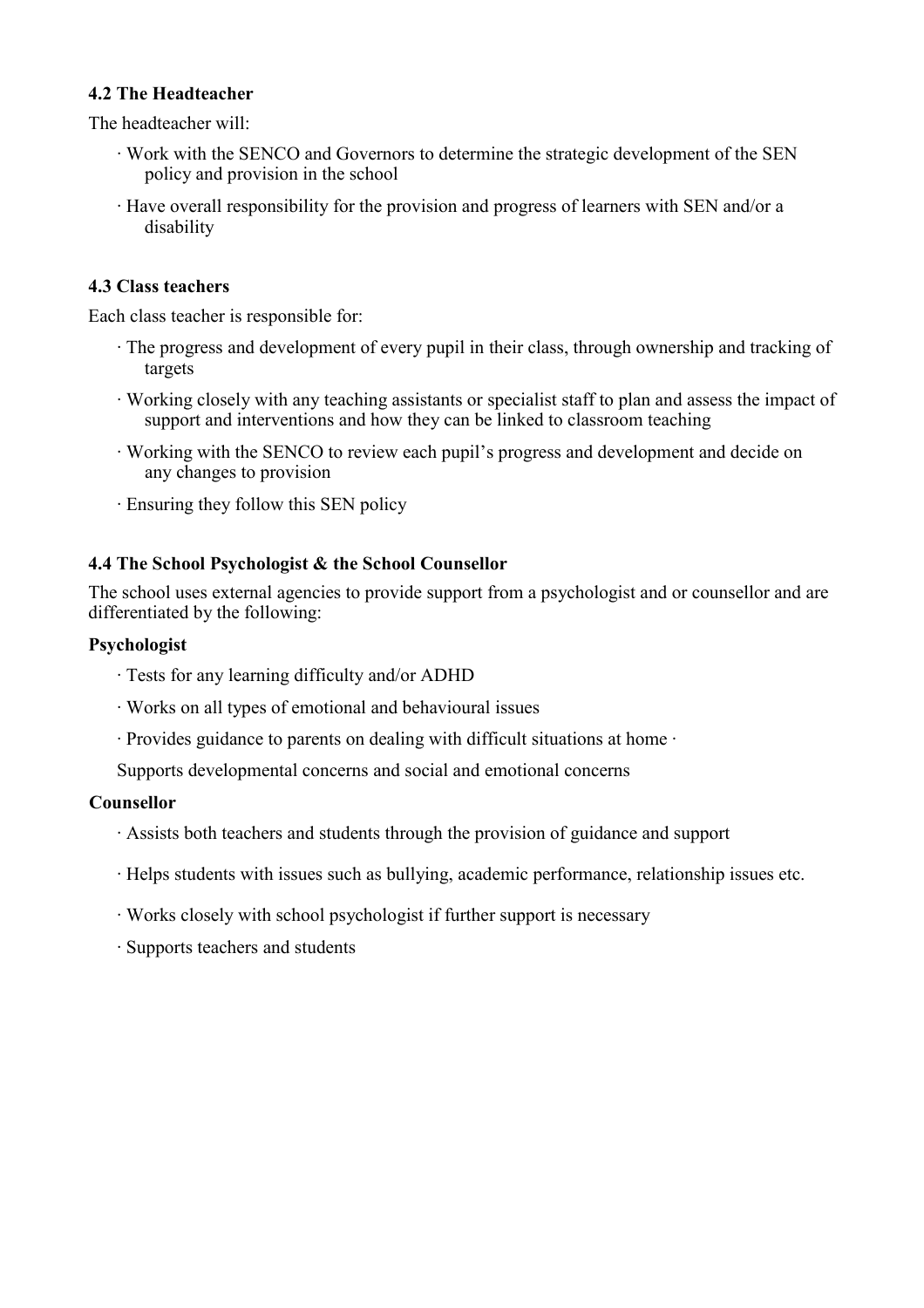### 4.2 The Headteacher

The headteacher will:

- Work with the SENCO and Governors to determine the strategic development of the SEN policy and provision in the school
- Have overall responsibility for the provision and progress of learners with SEN and/or a disability

### 4.3 Class teachers

Each class teacher is responsible for:

- The progress and development of every pupil in their class, through ownership and tracking of targets
- Working closely with any teaching assistants or specialist staff to plan and assess the impact of support and interventions and how they can be linked to classroom teaching
- Working with the SENCO to review each pupil's progress and development and decide on any changes to provision
- Ensuring they follow this SEN policy

### 4.4 The School Psychologist & the School Counsellor

The school uses external agencies to provide support from a psychologist and or counsellor and are differentiated by the following:

**Psychologist**

- Tests for any learning difficulty and/or ADHD
- Works on all types of emotional and behavioural issues
- Provides guidance to parents on dealing with difficult situations at home ·

Supports developmental concerns and social and emotional concerns

**Counsellor**

- Assists both teachers and students through the provision of guidance and support
- Helps students with issues such as bullying, academic performance, relationship issues etc.
- Works closely with school psychologist if further support is necessary
- Supports teachers and students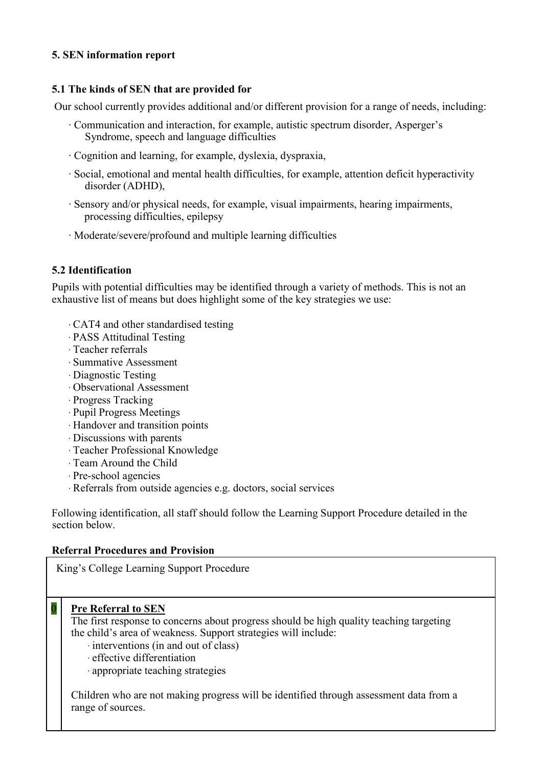### 5. SEN information report

#### 5.1 The kinds of SEN that are provided for

Our school currently provides additional and/or different provision for a range of needs, including:

- Communication and interaction, for example, autistic spectrum disorder, Asperger's Syndrome, speech and language difficulties
- Cognition and learning, for example, dyslexia, dyspraxia,
- Social, emotional and mental health difficulties, for example, attention deficit hyperactivity disorder (ADHD),
- Sensory and/or physical needs, for example, visual impairments, hearing impairments, processing difficulties, epilepsy
- Moderate/severe/profound and multiple learning difficulties

#### 5.2 Identification

Pupils with potential difficulties may be identified through a variety of methods. This is not an exhaustive list of means but does highlight some of the key strategies we use:

- CAT4 and other standardised testing
- PASS Attitudinal Testing
- Teacher referrals
- Summative Assessment
- Diagnostic Testing
- Observational Assessment
- Progress Tracking
- Pupil Progress Meetings
- Handover and transition points
- Discussions with parents
- Teacher Professional Knowledge
- Team Around the Child
- Pre-school agencies
- Referrals from outside agencies e.g. doctors, social services

Following identification, all staff should follow the Learning Support Procedure detailed in the section below.

**Referral Procedures and Provision**

| King's College Learning Support Procedure | |
|---|---|
| 0 | **Pre Referral to SEN**<br>The first response to concerns about progress should be high quality teaching targeting the child's area of weakness. Support strategies will include:<br>- interventions (in and out of class)<br>- effective differentiation<br>- appropriate teaching strategies<br><br>Children who are not making progress will be identified through assessment data from a range of sources. |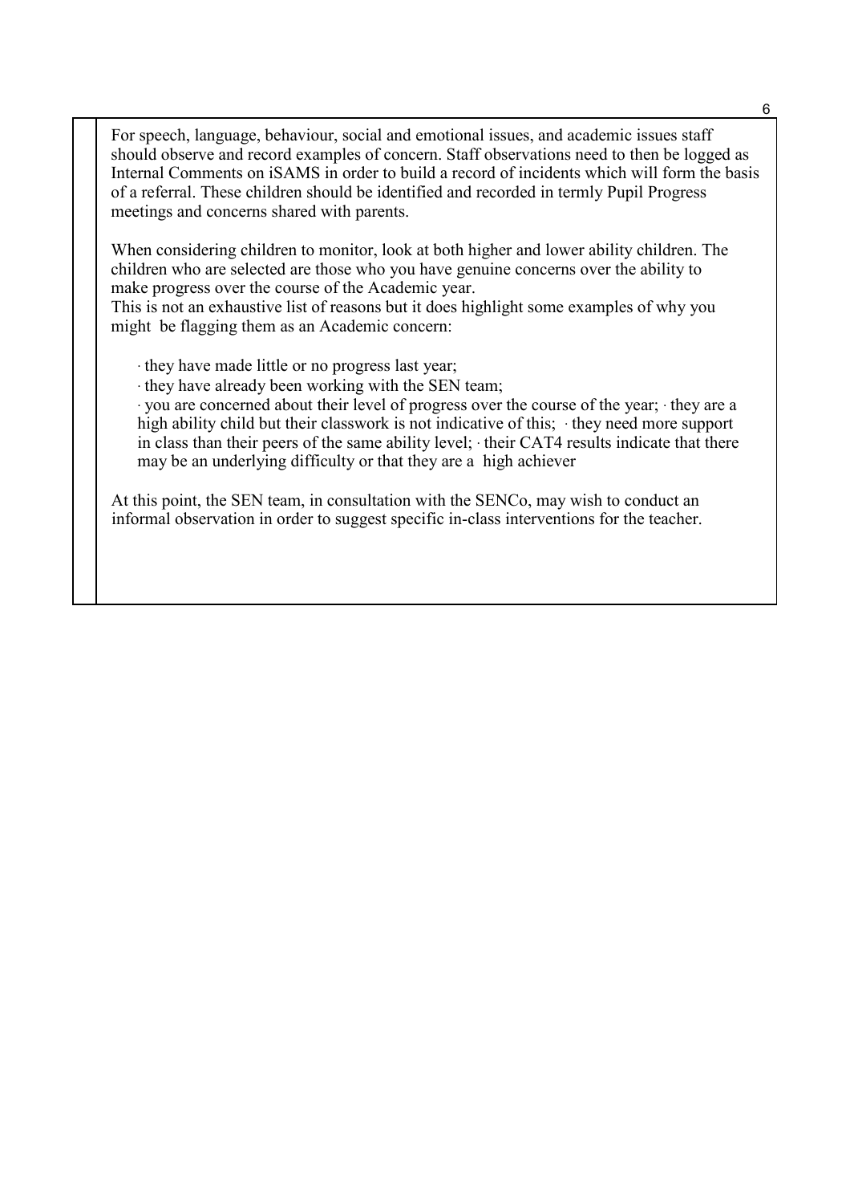For speech, language, behaviour, social and emotional issues, and academic issues staff should observe and record examples of concern. Staff observations need to then be logged as Internal Comments on iSAMS in order to build a record of incidents which will form the basis of a referral. These children should be identified and recorded in termly Pupil Progress meetings and concerns shared with parents.

When considering children to monitor, look at both higher and lower ability children. The children who are selected are those who you have genuine concerns over the ability to make progress over the course of the Academic year.
This is not an exhaustive list of reasons but it does highlight some examples of why you might be flagging them as an Academic concern:

- they have made little or no progress last year;
- they have already been working with the SEN team;
- you are concerned about their level of progress over the course of the year;
- they are a high ability child but their classwork is not indicative of this;
- they need more support in class than their peers of the same ability level;
- their CAT4 results indicate that there may be an underlying difficulty or that they are a high achiever

At this point, the SEN team, in consultation with the SENCo, may wish to conduct an informal observation in order to suggest specific in-class interventions for the teacher.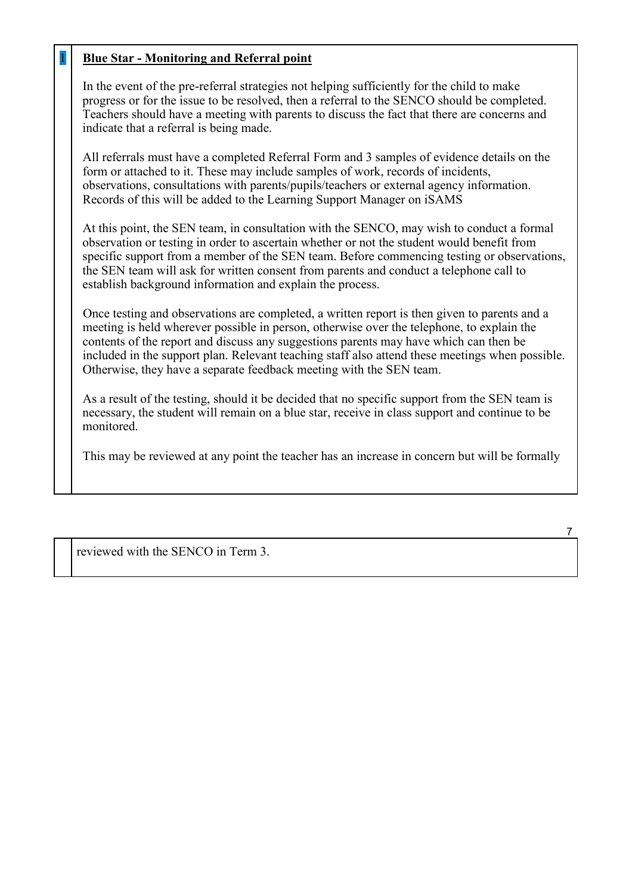| | |
|---|---|
| 1 | **Blue Star - Monitoring and Referral point**<br><br>In the event of the pre-referral strategies not helping sufficiently for the child to make progress or for the issue to be resolved, then a referral to the SENCO should be completed. Teachers should have a meeting with parents to discuss the fact that there are concerns and indicate that a referral is being made.<br><br>All referrals must have a completed Referral Form and 3 samples of evidence details on the form or attached to it. These may include samples of work, records of incidents, observations, consultations with parents/pupils/teachers or external agency information. Records of this will be added to the Learning Support Manager on iSAMS<br><br>At this point, the SEN team, in consultation with the SENCO, may wish to conduct a formal observation or testing in order to ascertain whether or not the student would benefit from specific support from a member of the SEN team. Before commencing testing or observations, the SEN team will ask for written consent from parents and conduct a telephone call to establish background information and explain the process.<br><br>Once testing and observations are completed, a written report is then given to parents and a meeting is held wherever possible in person, otherwise over the telephone, to explain the contents of the report and discuss any suggestions parents may have which can then be included in the support plan. Relevant teaching staff also attend these meetings when possible. Otherwise, they have a separate feedback meeting with the SEN team.<br><br>As a result of the testing, should it be decided that no specific support from the SEN team is necessary, the student will remain on a blue star, receive in class support and continue to be monitored.<br><br>This may be reviewed at any point the teacher has an increase in concern but will be formally reviewed with the SENCO in Term 3. |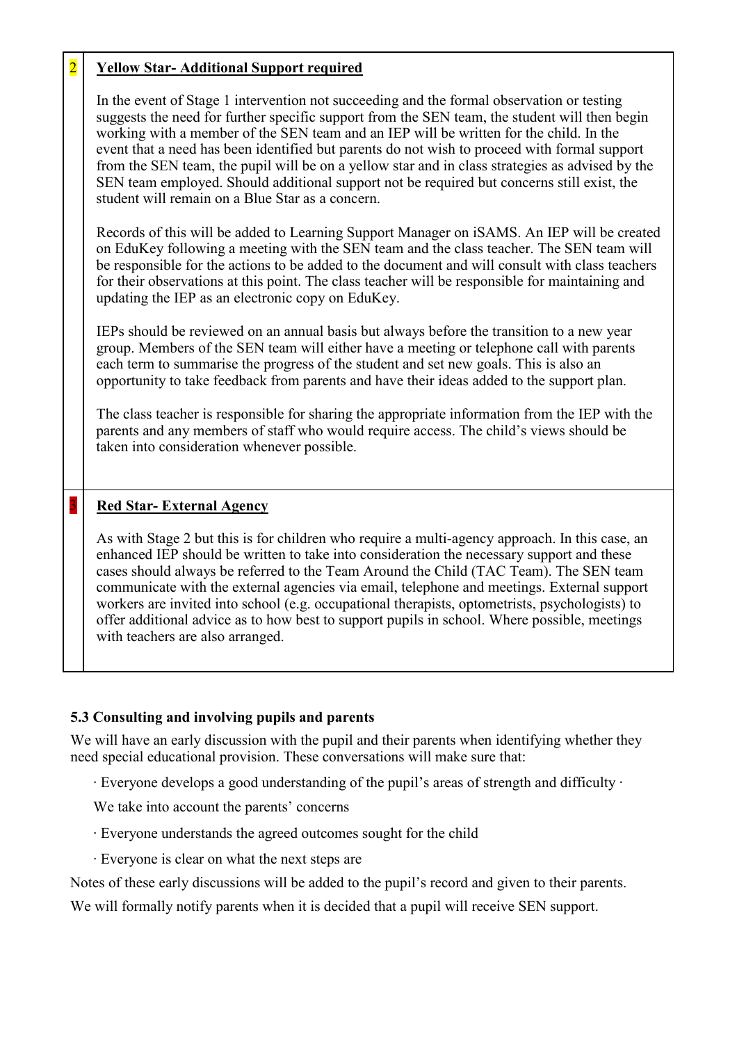| | |
|---|---|
| 2 | **Yellow Star- Additional Support required**<br><br>In the event of Stage 1 intervention not succeeding and the formal observation or testing suggests the need for further specific support from the SEN team, the student will then begin working with a member of the SEN team and an IEP will be written for the child. In the event that a need has been identified but parents do not wish to proceed with formal support from the SEN team, the pupil will be on a yellow star and in class strategies as advised by the SEN team employed. Should additional support not be required but concerns still exist, the student will remain on a Blue Star as a concern.<br><br>Records of this will be added to Learning Support Manager on iSAMS. An IEP will be created on EduKey following a meeting with the SEN team and the class teacher. The SEN team will be responsible for the actions to be added to the document and will consult with class teachers for their observations at this point. The class teacher will be responsible for maintaining and updating the IEP as an electronic copy on EduKey.<br><br>IEPs should be reviewed on an annual basis but always before the transition to a new year group. Members of the SEN team will either have a meeting or telephone call with parents each term to summarise the progress of the student and set new goals. This is also an opportunity to take feedback from parents and have their ideas added to the support plan.<br><br>The class teacher is responsible for sharing the appropriate information from the IEP with the parents and any members of staff who would require access. The child's views should be taken into consideration whenever possible. |
| 3 | **Red Star- External Agency**<br><br>As with Stage 2 but this is for children who require a multi-agency approach. In this case, an enhanced IEP should be written to take into consideration the necessary support and these cases should always be referred to the Team Around the Child (TAC Team). The SEN team communicate with the external agencies via email, telephone and meetings. External support workers are invited into school (e.g. occupational therapists, optometrists, psychologists) to offer additional advice as to how best to support pupils in school. Where possible, meetings with teachers are also arranged. |

### 5.3 Consulting and involving pupils and parents

We will have an early discussion with the pupil and their parents when identifying whether they need special educational provision. These conversations will make sure that:

- Everyone develops a good understanding of the pupil's areas of strength and difficulty
- We take into account the parents' concerns
- Everyone understands the agreed outcomes sought for the child
- Everyone is clear on what the next steps are

Notes of these early discussions will be added to the pupil's record and given to their parents.

We will formally notify parents when it is decided that a pupil will receive SEN support.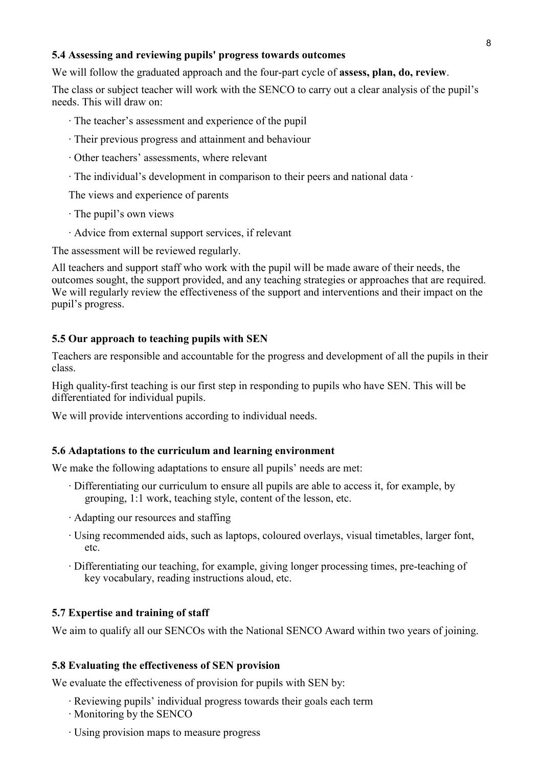### 5.4 Assessing and reviewing pupils' progress towards outcomes

We will follow the graduated approach and the four-part cycle of **assess, plan, do, review**.

The class or subject teacher will work with the SENCO to carry out a clear analysis of the pupil's needs. This will draw on:

- The teacher's assessment and experience of the pupil
- Their previous progress and attainment and behaviour
- Other teachers' assessments, where relevant
- The individual's development in comparison to their peers and national data ·

  The views and experience of parents
- The pupil's own views
- Advice from external support services, if relevant

The assessment will be reviewed regularly.

All teachers and support staff who work with the pupil will be made aware of their needs, the outcomes sought, the support provided, and any teaching strategies or approaches that are required. We will regularly review the effectiveness of the support and interventions and their impact on the pupil's progress.

### 5.5 Our approach to teaching pupils with SEN

Teachers are responsible and accountable for the progress and development of all the pupils in their class.

High quality-first teaching is our first step in responding to pupils who have SEN. This will be differentiated for individual pupils.

We will provide interventions according to individual needs.

### 5.6 Adaptations to the curriculum and learning environment

We make the following adaptations to ensure all pupils' needs are met:

- Differentiating our curriculum to ensure all pupils are able to access it, for example, by grouping, 1:1 work, teaching style, content of the lesson, etc.
- Adapting our resources and staffing
- Using recommended aids, such as laptops, coloured overlays, visual timetables, larger font, etc.
- Differentiating our teaching, for example, giving longer processing times, pre-teaching of key vocabulary, reading instructions aloud, etc.

### 5.7 Expertise and training of staff

We aim to qualify all our SENCOs with the National SENCO Award within two years of joining.

### 5.8 Evaluating the effectiveness of SEN provision

We evaluate the effectiveness of provision for pupils with SEN by:

- Reviewing pupils' individual progress towards their goals each term
- Monitoring by the SENCO
- Using provision maps to measure progress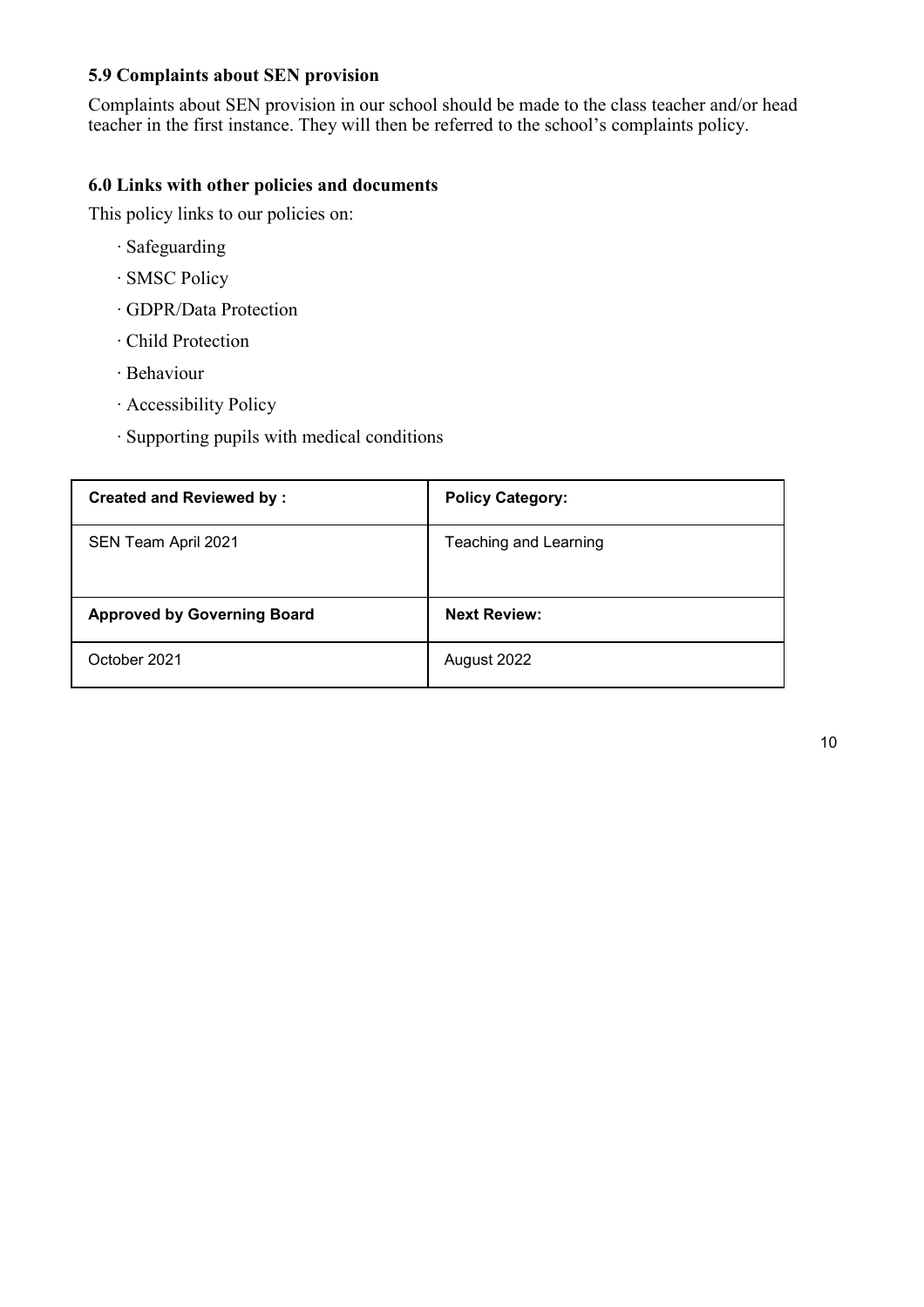### 5.9 Complaints about SEN provision

Complaints about SEN provision in our school should be made to the class teacher and/or head teacher in the first instance. They will then be referred to the school's complaints policy.

### 6.0 Links with other policies and documents

This policy links to our policies on:

- Safeguarding
- SMSC Policy
- GDPR/Data Protection
- Child Protection
- Behaviour
- Accessibility Policy
- Supporting pupils with medical conditions

| **Created and Reviewed by :** | **Policy Category:** |
|---|---|
| SEN Team April 2021 | Teaching and Learning |
| **Approved by Governing Board** | **Next Review:** |
| October 2021 | August 2022 |